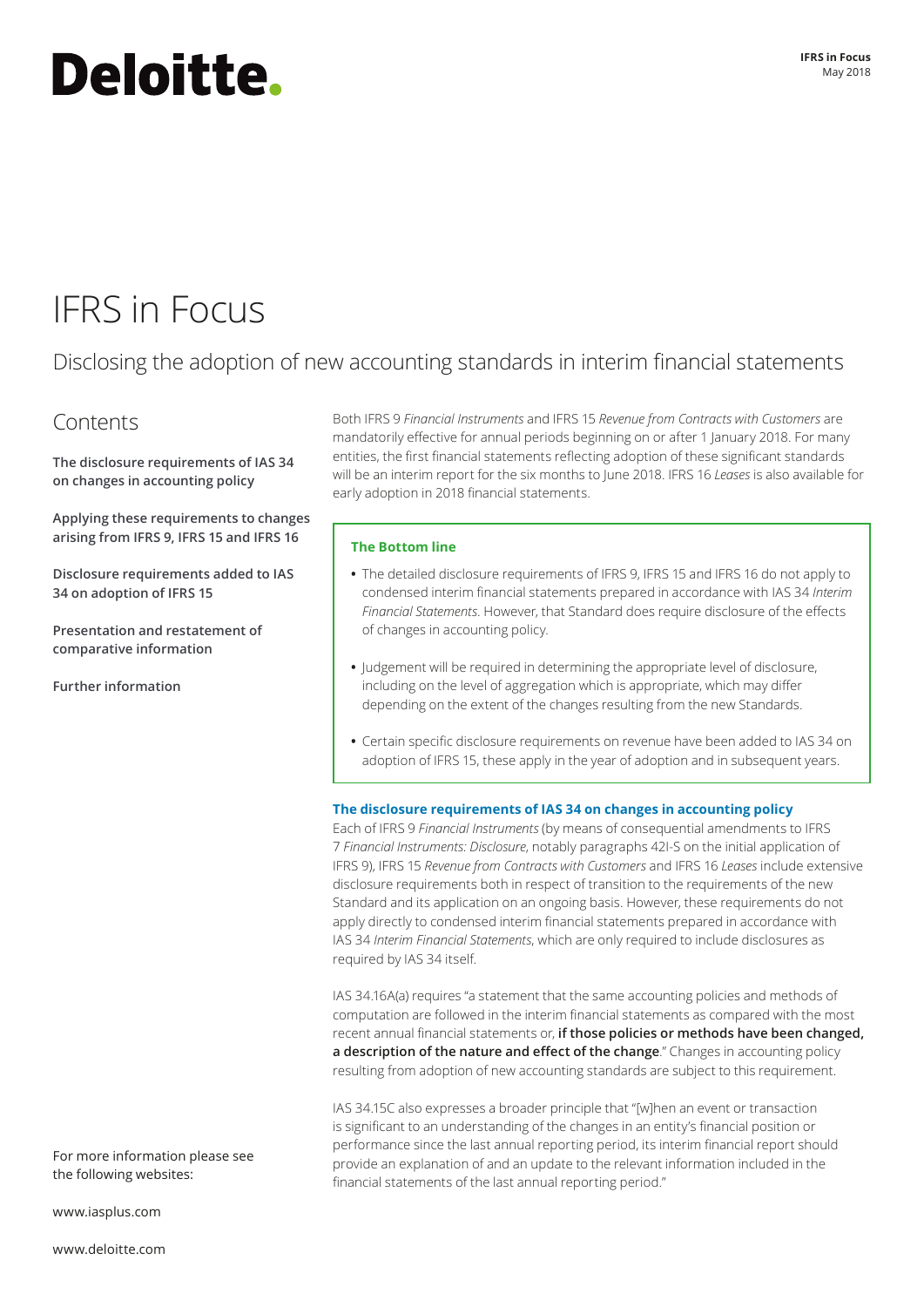Deloitte.

**IFRS in Focus**
May 2018

# IFRS in Focus

## Disclosing the adoption of new accounting standards in interim financial statements

### Contents

**The disclosure requirements of IAS 34 on changes in accounting policy**

**Applying these requirements to changes arising from IFRS 9, IFRS 15 and IFRS 16**

**Disclosure requirements added to IAS 34 on adoption of IFRS 15**

**Presentation and restatement of comparative information**

**Further information**

For more information please see the following websites:

www.iasplus.com

www.deloitte.com

Both IFRS 9 *Financial Instruments* and IFRS 15 *Revenue from Contracts with Customers* are mandatorily effective for annual periods beginning on or after 1 January 2018. For many entities, the first financial statements reflecting adoption of these significant standards will be an interim report for the six months to June 2018. IFRS 16 *Leases* is also available for early adoption in 2018 financial statements.

**The Bottom line**

- The detailed disclosure requirements of IFRS 9, IFRS 15 and IFRS 16 do not apply to condensed interim financial statements prepared in accordance with IAS 34 *Interim Financial Statements*. However, that Standard does require disclosure of the effects of changes in accounting policy.
- Judgement will be required in determining the appropriate level of disclosure, including on the level of aggregation which is appropriate, which may differ depending on the extent of the changes resulting from the new Standards.
- Certain specific disclosure requirements on revenue have been added to IAS 34 on adoption of IFRS 15, these apply in the year of adoption and in subsequent years.

### The disclosure requirements of IAS 34 on changes in accounting policy

Each of IFRS 9 *Financial Instruments* (by means of consequential amendments to IFRS 7 *Financial Instruments: Disclosure*, notably paragraphs 42I-S on the initial application of IFRS 9), IFRS 15 *Revenue from Contracts with Customers* and IFRS 16 *Leases* include extensive disclosure requirements both in respect of transition to the requirements of the new Standard and its application on an ongoing basis. However, these requirements do not apply directly to condensed interim financial statements prepared in accordance with IAS 34 *Interim Financial Statements*, which are only required to include disclosures as required by IAS 34 itself.

IAS 34.16A(a) requires "a statement that the same accounting policies and methods of computation are followed in the interim financial statements as compared with the most recent annual financial statements or, **if those policies or methods have been changed, a description of the nature and effect of the change**." Changes in accounting policy resulting from adoption of new accounting standards are subject to this requirement.

IAS 34.15C also expresses a broader principle that "[w]hen an event or transaction is significant to an understanding of the changes in an entity's financial position or performance since the last annual reporting period, its interim financial report should provide an explanation of and an update to the relevant information included in the financial statements of the last annual reporting period."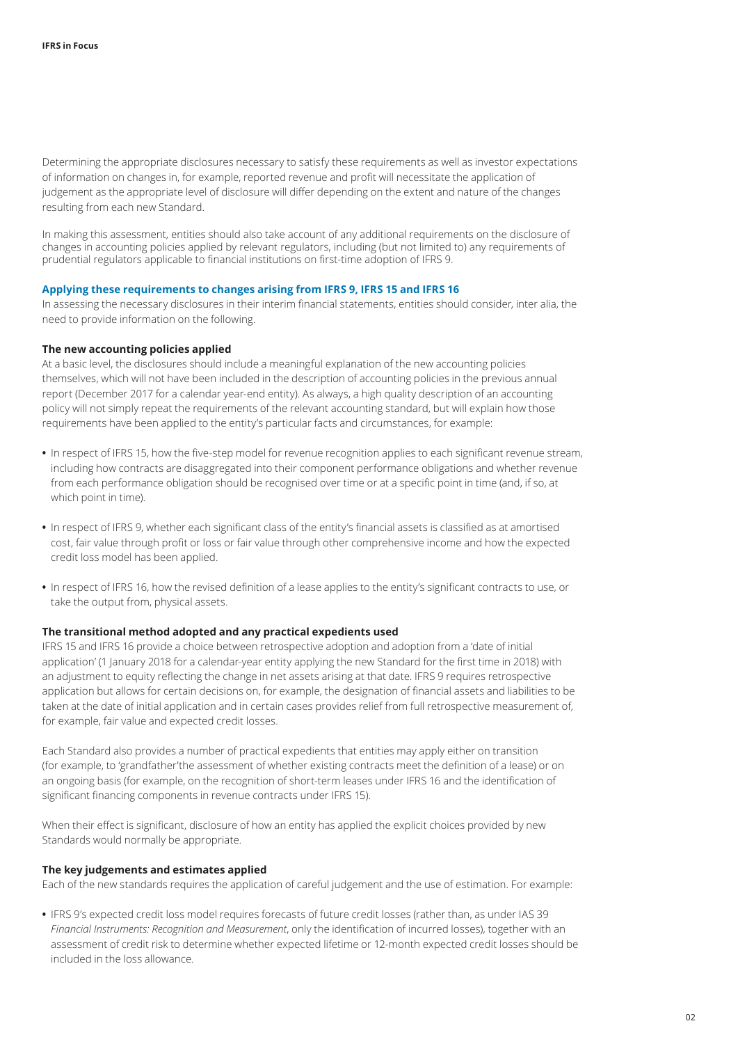Determining the appropriate disclosures necessary to satisfy these requirements as well as investor expectations of information on changes in, for example, reported revenue and profit will necessitate the application of judgement as the appropriate level of disclosure will differ depending on the extent and nature of the changes resulting from each new Standard.

In making this assessment, entities should also take account of any additional requirements on the disclosure of changes in accounting policies applied by relevant regulators, including (but not limited to) any requirements of prudential regulators applicable to financial institutions on first-time adoption of IFRS 9.

### Applying these requirements to changes arising from IFRS 9, IFRS 15 and IFRS 16

In assessing the necessary disclosures in their interim financial statements, entities should consider, inter alia, the need to provide information on the following.

#### The new accounting policies applied

At a basic level, the disclosures should include a meaningful explanation of the new accounting policies themselves, which will not have been included in the description of accounting policies in the previous annual report (December 2017 for a calendar year-end entity). As always, a high quality description of an accounting policy will not simply repeat the requirements of the relevant accounting standard, but will explain how those requirements have been applied to the entity's particular facts and circumstances, for example:

- In respect of IFRS 15, how the five-step model for revenue recognition applies to each significant revenue stream, including how contracts are disaggregated into their component performance obligations and whether revenue from each performance obligation should be recognised over time or at a specific point in time (and, if so, at which point in time).
- In respect of IFRS 9, whether each significant class of the entity's financial assets is classified as at amortised cost, fair value through profit or loss or fair value through other comprehensive income and how the expected credit loss model has been applied.
- In respect of IFRS 16, how the revised definition of a lease applies to the entity's significant contracts to use, or take the output from, physical assets.

#### The transitional method adopted and any practical expedients used

IFRS 15 and IFRS 16 provide a choice between retrospective adoption and adoption from a 'date of initial application' (1 January 2018 for a calendar-year entity applying the new Standard for the first time in 2018) with an adjustment to equity reflecting the change in net assets arising at that date. IFRS 9 requires retrospective application but allows for certain decisions on, for example, the designation of financial assets and liabilities to be taken at the date of initial application and in certain cases provides relief from full retrospective measurement of, for example, fair value and expected credit losses.

Each Standard also provides a number of practical expedients that entities may apply either on transition (for example, to 'grandfather'the assessment of whether existing contracts meet the definition of a lease) or on an ongoing basis (for example, on the recognition of short-term leases under IFRS 16 and the identification of significant financing components in revenue contracts under IFRS 15).

When their effect is significant, disclosure of how an entity has applied the explicit choices provided by new Standards would normally be appropriate.

#### The key judgements and estimates applied

Each of the new standards requires the application of careful judgement and the use of estimation. For example:

- IFRS 9's expected credit loss model requires forecasts of future credit losses (rather than, as under IAS 39 *Financial Instruments: Recognition and Measurement*, only the identification of incurred losses), together with an assessment of credit risk to determine whether expected lifetime or 12-month expected credit losses should be included in the loss allowance.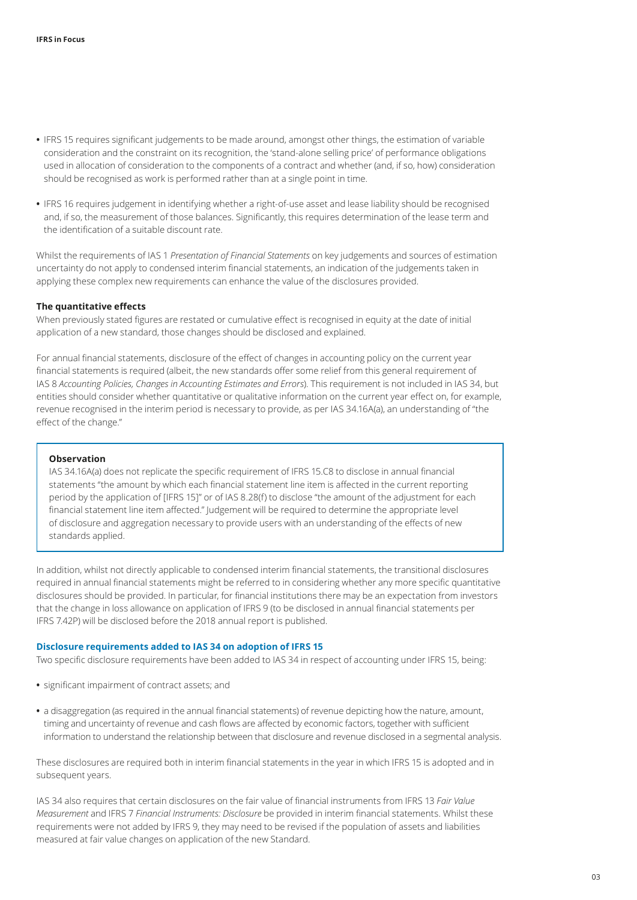- IFRS 15 requires significant judgements to be made around, amongst other things, the estimation of variable consideration and the constraint on its recognition, the 'stand-alone selling price' of performance obligations used in allocation of consideration to the components of a contract and whether (and, if so, how) consideration should be recognised as work is performed rather than at a single point in time.
- IFRS 16 requires judgement in identifying whether a right-of-use asset and lease liability should be recognised and, if so, the measurement of those balances. Significantly, this requires determination of the lease term and the identification of a suitable discount rate.

Whilst the requirements of IAS 1 *Presentation of Financial Statements* on key judgements and sources of estimation uncertainty do not apply to condensed interim financial statements, an indication of the judgements taken in applying these complex new requirements can enhance the value of the disclosures provided.

**The quantitative effects**

When previously stated figures are restated or cumulative effect is recognised in equity at the date of initial application of a new standard, those changes should be disclosed and explained.

For annual financial statements, disclosure of the effect of changes in accounting policy on the current year financial statements is required (albeit, the new standards offer some relief from this general requirement of IAS 8 *Accounting Policies, Changes in Accounting Estimates and Errors*). This requirement is not included in IAS 34, but entities should consider whether quantitative or qualitative information on the current year effect on, for example, revenue recognised in the interim period is necessary to provide, as per IAS 34.16A(a), an understanding of "the effect of the change."

> **Observation**
>
> IAS 34.16A(a) does not replicate the specific requirement of IFRS 15.C8 to disclose in annual financial statements "the amount by which each financial statement line item is affected in the current reporting period by the application of [IFRS 15]" or of IAS 8.28(f) to disclose "the amount of the adjustment for each financial statement line item affected." Judgement will be required to determine the appropriate level of disclosure and aggregation necessary to provide users with an understanding of the effects of new standards applied.

In addition, whilst not directly applicable to condensed interim financial statements, the transitional disclosures required in annual financial statements might be referred to in considering whether any more specific quantitative disclosures should be provided. In particular, for financial institutions there may be an expectation from investors that the change in loss allowance on application of IFRS 9 (to be disclosed in annual financial statements per IFRS 7.42P) will be disclosed before the 2018 annual report is published.

**Disclosure requirements added to IAS 34 on adoption of IFRS 15**

Two specific disclosure requirements have been added to IAS 34 in respect of accounting under IFRS 15, being:

- significant impairment of contract assets; and
- a disaggregation (as required in the annual financial statements) of revenue depicting how the nature, amount, timing and uncertainty of revenue and cash flows are affected by economic factors, together with sufficient information to understand the relationship between that disclosure and revenue disclosed in a segmental analysis.

These disclosures are required both in interim financial statements in the year in which IFRS 15 is adopted and in subsequent years.

IAS 34 also requires that certain disclosures on the fair value of financial instruments from IFRS 13 *Fair Value Measurement* and IFRS 7 *Financial Instruments: Disclosure* be provided in interim financial statements. Whilst these requirements were not added by IFRS 9, they may need to be revised if the population of assets and liabilities measured at fair value changes on application of the new Standard.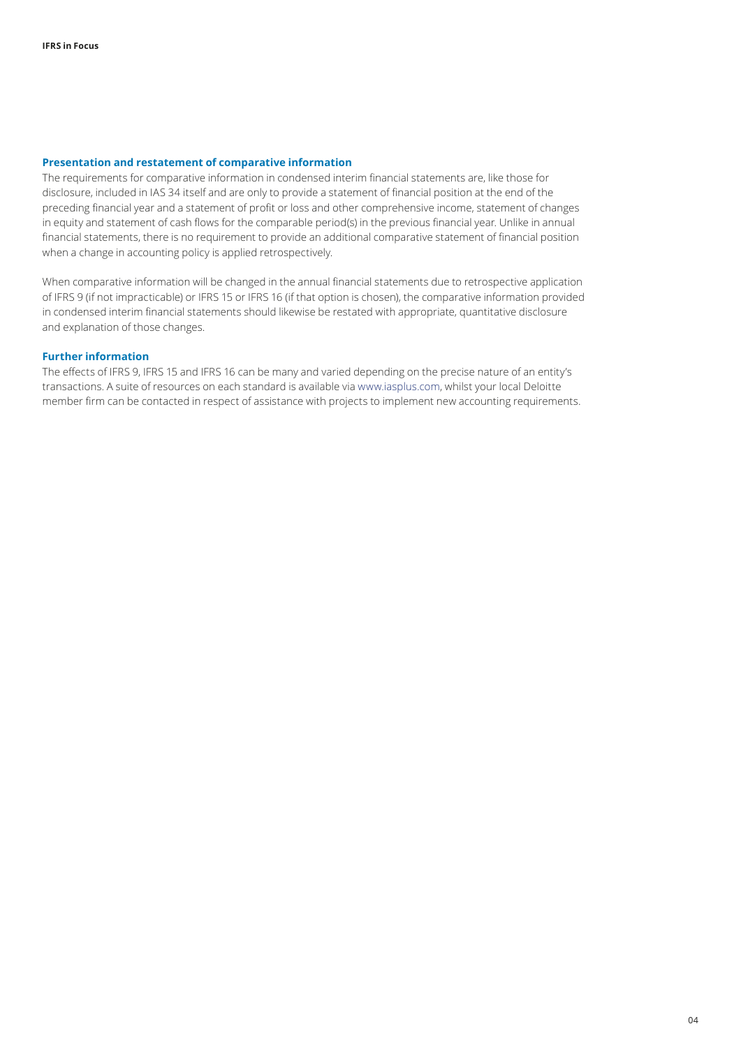### Presentation and restatement of comparative information

The requirements for comparative information in condensed interim financial statements are, like those for disclosure, included in IAS 34 itself and are only to provide a statement of financial position at the end of the preceding financial year and a statement of profit or loss and other comprehensive income, statement of changes in equity and statement of cash flows for the comparable period(s) in the previous financial year. Unlike in annual financial statements, there is no requirement to provide an additional comparative statement of financial position when a change in accounting policy is applied retrospectively.

When comparative information will be changed in the annual financial statements due to retrospective application of IFRS 9 (if not impracticable) or IFRS 15 or IFRS 16 (if that option is chosen), the comparative information provided in condensed interim financial statements should likewise be restated with appropriate, quantitative disclosure and explanation of those changes.

### Further information

The effects of IFRS 9, IFRS 15 and IFRS 16 can be many and varied depending on the precise nature of an entity's transactions. A suite of resources on each standard is available via www.iasplus.com, whilst your local Deloitte member firm can be contacted in respect of assistance with projects to implement new accounting requirements.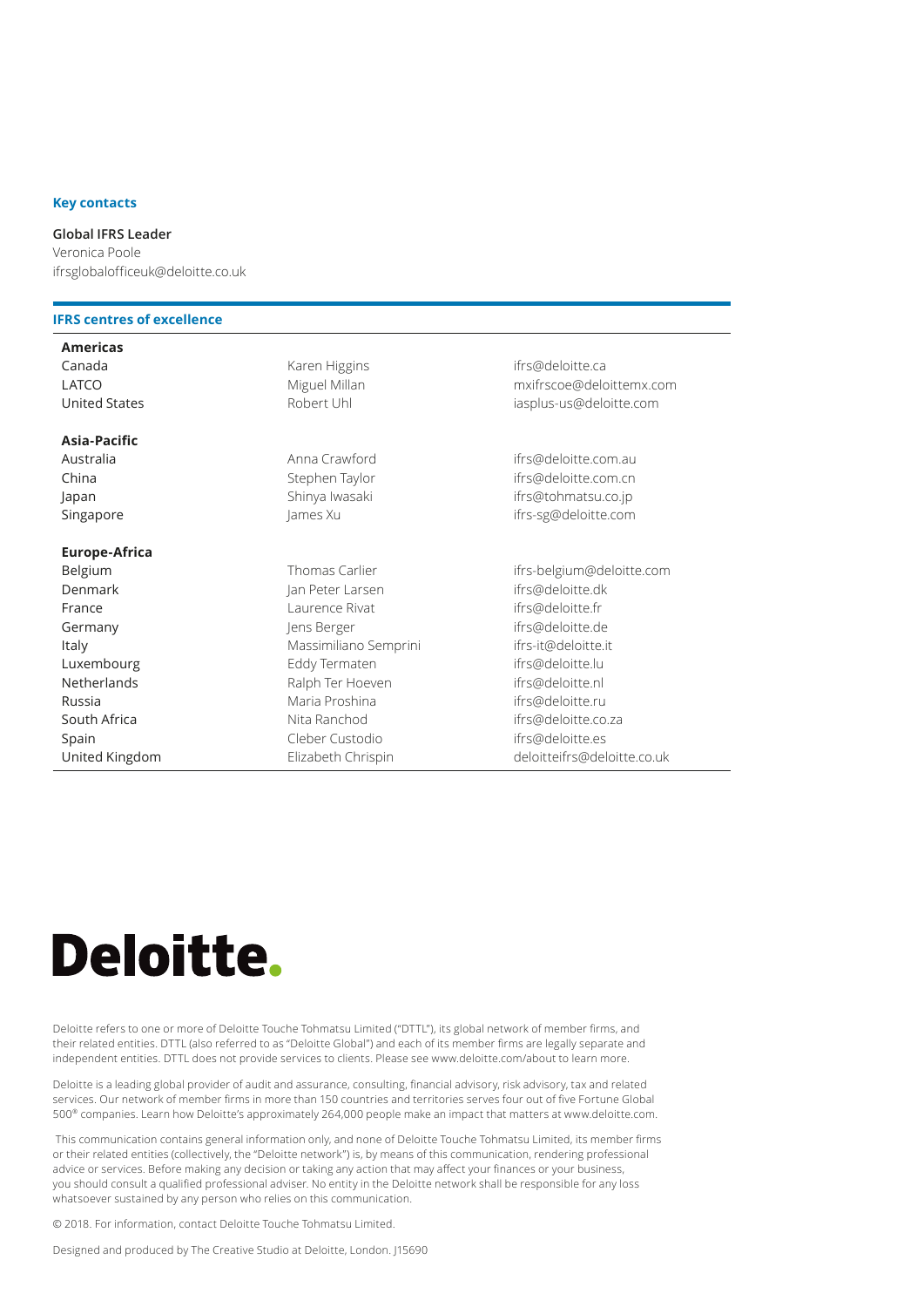**Key contacts**

**Global IFRS Leader**
Veronica Poole
ifrsglobalofficeuk@deloitte.co.uk

**IFRS centres of excellence**

| | | |
|---|---|---|
| **Americas** | | |
| Canada | Karen Higgins | ifrs@deloitte.ca |
| LATCO | Miguel Millan | mxifrscoe@deloittemx.com |
| United States | Robert Uhl | iasplus-us@deloitte.com |
| **Asia-Pacific** | | |
| Australia | Anna Crawford | ifrs@deloitte.com.au |
| China | Stephen Taylor | ifrs@deloitte.com.cn |
| Japan | Shinya Iwasaki | ifrs@tohmatsu.co.jp |
| Singapore | James Xu | ifrs-sg@deloitte.com |
| **Europe-Africa** | | |
| Belgium | Thomas Carlier | ifrs-belgium@deloitte.com |
| Denmark | Jan Peter Larsen | ifrs@deloitte.dk |
| France | Laurence Rivat | ifrs@deloitte.fr |
| Germany | Jens Berger | ifrs@deloitte.de |
| Italy | Massimiliano Semprini | ifrs-it@deloitte.it |
| Luxembourg | Eddy Termaten | ifrs@deloitte.lu |
| Netherlands | Ralph Ter Hoeven | ifrs@deloitte.nl |
| Russia | Maria Proshina | ifrs@deloitte.ru |
| South Africa | Nita Ranchod | ifrs@deloitte.co.za |
| Spain | Cleber Custodio | ifrs@deloitte.es |
| United Kingdom | Elizabeth Chrispin | deloitteifrs@deloitte.co.uk |

**Deloitte.**

Deloitte refers to one or more of Deloitte Touche Tohmatsu Limited ("DTTL"), its global network of member firms, and their related entities. DTTL (also referred to as "Deloitte Global") and each of its member firms are legally separate and independent entities. DTTL does not provide services to clients. Please see www.deloitte.com/about to learn more.

Deloitte is a leading global provider of audit and assurance, consulting, financial advisory, risk advisory, tax and related services. Our network of member firms in more than 150 countries and territories serves four out of five Fortune Global 500® companies. Learn how Deloitte's approximately 264,000 people make an impact that matters at www.deloitte.com.

This communication contains general information only, and none of Deloitte Touche Tohmatsu Limited, its member firms or their related entities (collectively, the "Deloitte network") is, by means of this communication, rendering professional advice or services. Before making any decision or taking any action that may affect your finances or your business, you should consult a qualified professional adviser. No entity in the Deloitte network shall be responsible for any loss whatsoever sustained by any person who relies on this communication.

© 2018. For information, contact Deloitte Touche Tohmatsu Limited.

Designed and produced by The Creative Studio at Deloitte, London. J15690